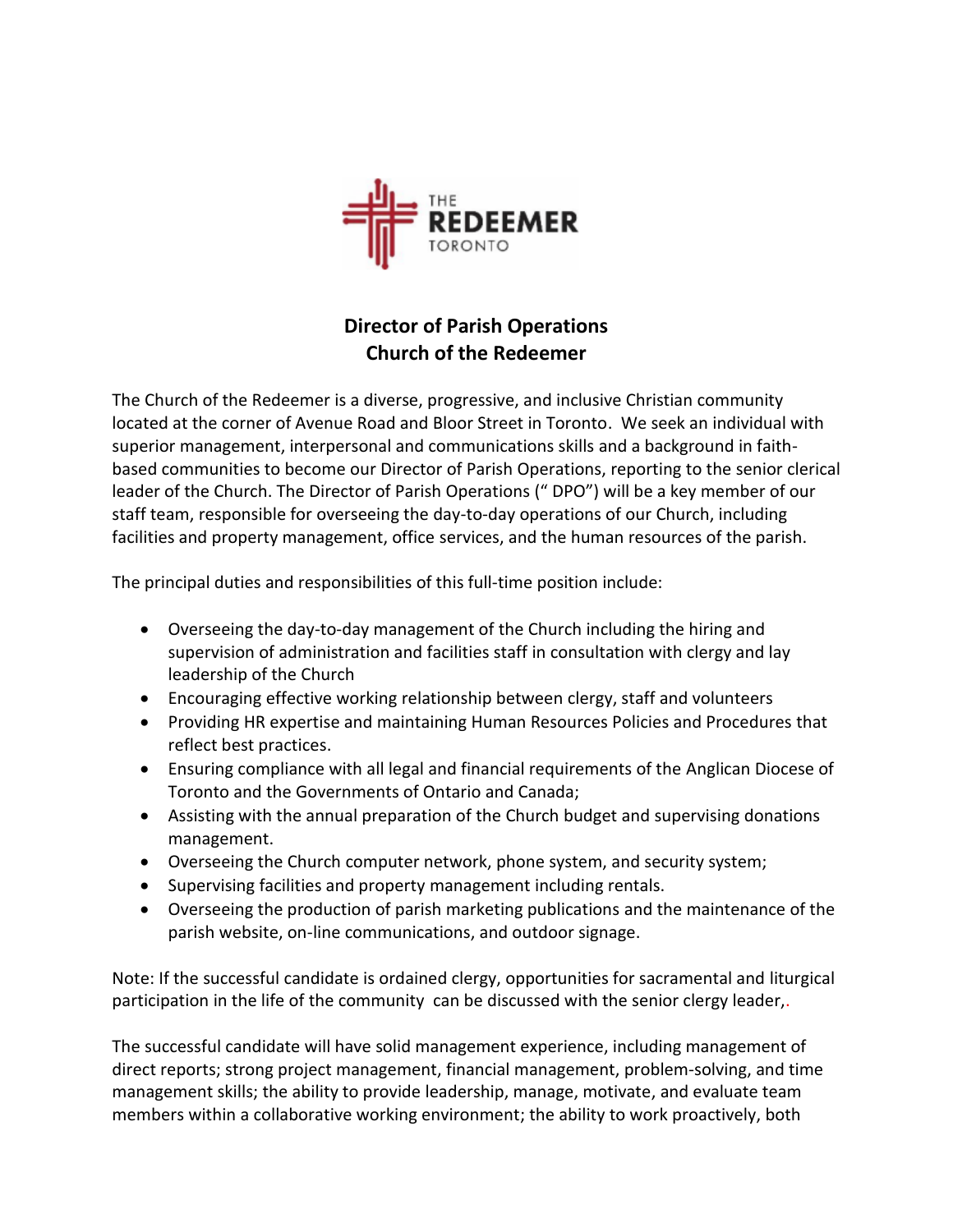# Director of Parish Operations
## Church of the Redeemer

The Church of the Redeemer is a diverse, progressive, and inclusive Christian community located at the corner of Avenue Road and Bloor Street in Toronto. We seek an individual with superior management, interpersonal and communications skills and a background in faith-based communities to become our Director of Parish Operations, reporting to the senior clerical leader of the Church. The Director of Parish Operations (" DPO") will be a key member of our staff team, responsible for overseeing the day-to-day operations of our Church, including facilities and property management, office services, and the human resources of the parish.

The principal duties and responsibilities of this full-time position include:

- Overseeing the day-to-day management of the Church including the hiring and supervision of administration and facilities staff in consultation with clergy and lay leadership of the Church
- Encouraging effective working relationship between clergy, staff and volunteers
- Providing HR expertise and maintaining Human Resources Policies and Procedures that reflect best practices.
- Ensuring compliance with all legal and financial requirements of the Anglican Diocese of Toronto and the Governments of Ontario and Canada;
- Assisting with the annual preparation of the Church budget and supervising donations management.
- Overseeing the Church computer network, phone system, and security system;
- Supervising facilities and property management including rentals.
- Overseeing the production of parish marketing publications and the maintenance of the parish website, on-line communications, and outdoor signage.

Note: If the successful candidate is ordained clergy, opportunities for sacramental and liturgical participation in the life of the community can be discussed with the senior clergy leader,.

The successful candidate will have solid management experience, including management of direct reports; strong project management, financial management, problem-solving, and time management skills; the ability to provide leadership, manage, motivate, and evaluate team members within a collaborative working environment; the ability to work proactively, both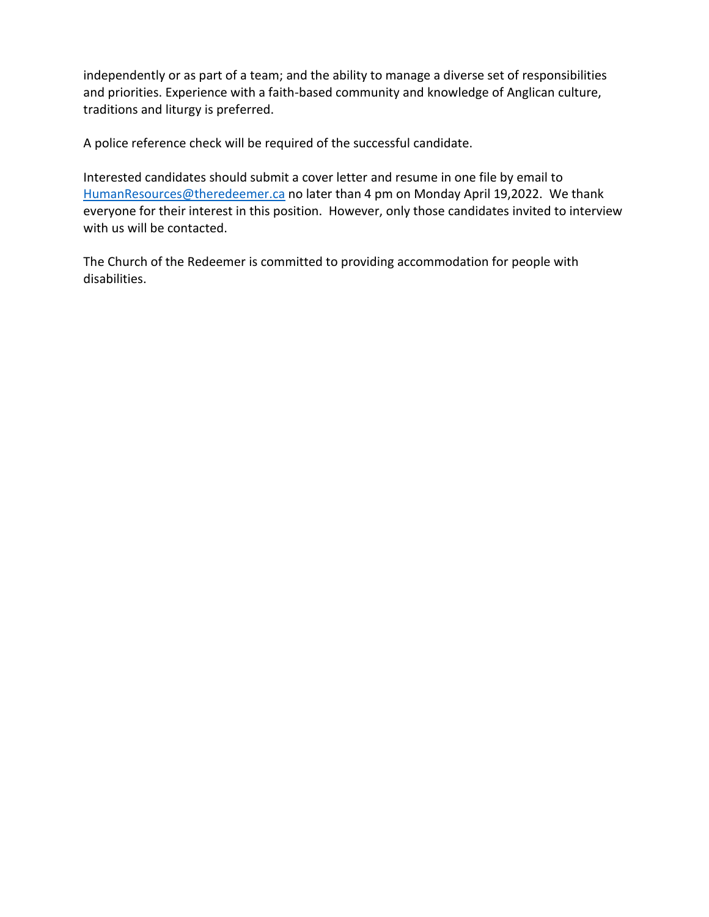independently or as part of a team; and the ability to manage a diverse set of responsibilities and priorities. Experience with a faith-based community and knowledge of Anglican culture, traditions and liturgy is preferred.

A police reference check will be required of the successful candidate.

Interested candidates should submit a cover letter and resume in one file by email to HumanResources@theredeemer.ca no later than 4 pm on Monday April 19,2022. We thank everyone for their interest in this position. However, only those candidates invited to interview with us will be contacted.

The Church of the Redeemer is committed to providing accommodation for people with disabilities.